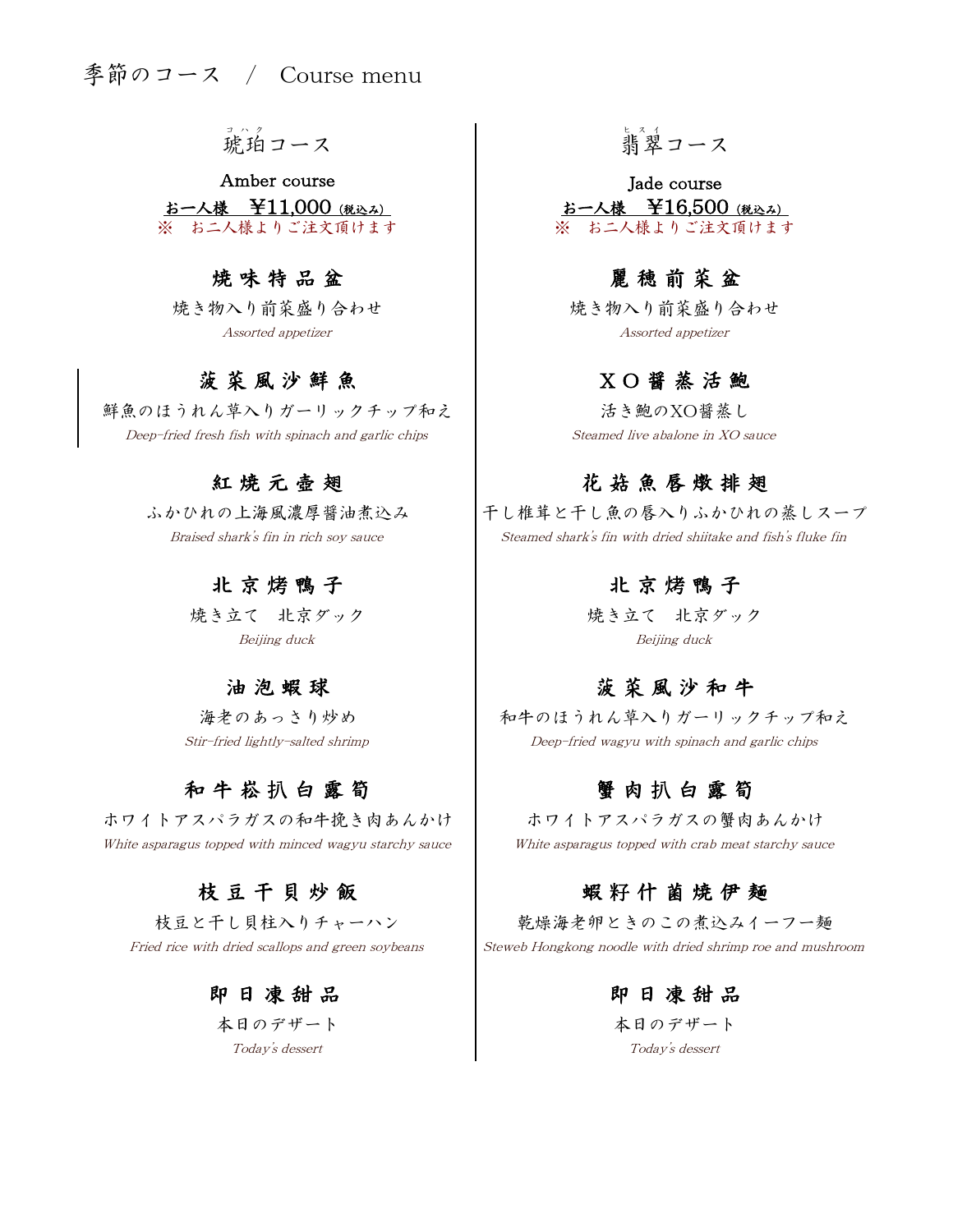# 季節のコース　/　Course menu

## 琥珀（コハク）コース

**Amber course**

**お一人様　¥11,000（税込み）**

※　お二人様よりご注文頂けます

### 焼味特品盆
焼き物入り前菜盛り合わせ
*Assorted appetizer*

### 菠菜風沙鮮魚
鮮魚のほうれん草入りガーリックチップ和え
*Deep-fried fresh fish with spinach and garlic chips*

### 紅焼元壺翅
ふかひれの上海風濃厚醤油煮込み
*Braised shark's fin in rich soy sauce*

### 北京烤鴨子
焼き立て　北京ダック
*Beijing duck*

### 油泡蝦球
海老のあっさり炒め
*Stir-fried lightly-salted shrimp*

### 和牛崧扒白露筍
ホワイトアスパラガスの和牛挽き肉あんかけ
*White asparagus topped with minced wagyu starchy sauce*

### 枝豆干貝炒飯
枝豆と干し貝柱入りチャーハン
*Fried rice with dried scallops and green soybeans*

### 即日凍甜品
本日のデザート
*Today's dessert*

## 翡翠（ヒスイ）コース

**Jade course**

**お一人様　¥16,500（税込み）**

※　お二人様よりご注文頂けます

### 麗穂前菜盆
焼き物入り前菜盛り合わせ
*Assorted appetizer*

### ＸＯ醤蒸活鮑
活き鮑のXO醤蒸し
*Steamed live abalone in XO sauce*

### 花菇魚唇燉排翅
干し椎茸と干し魚の唇入りふかひれの蒸しスープ
*Steamed shark's fin with dried shiitake and fish's fluke fin*

### 北京烤鴨子
焼き立て　北京ダック
*Beijing duck*

### 菠菜風沙和牛
和牛のほうれん草入りガーリックチップ和え
*Deep-fried wagyu with spinach and garlic chips*

### 蟹肉扒白露筍
ホワイトアスパラガスの蟹肉あんかけ
*White asparagus topped with crab meat starchy sauce*

### 蝦籽什菌焼伊麺
乾燥海老卵ときのこの煮込みイーフー麺
*Steweb Hongkong noodle with dried shrimp roe and mushroom*

### 即日凍甜品
本日のデザート
*Today's dessert*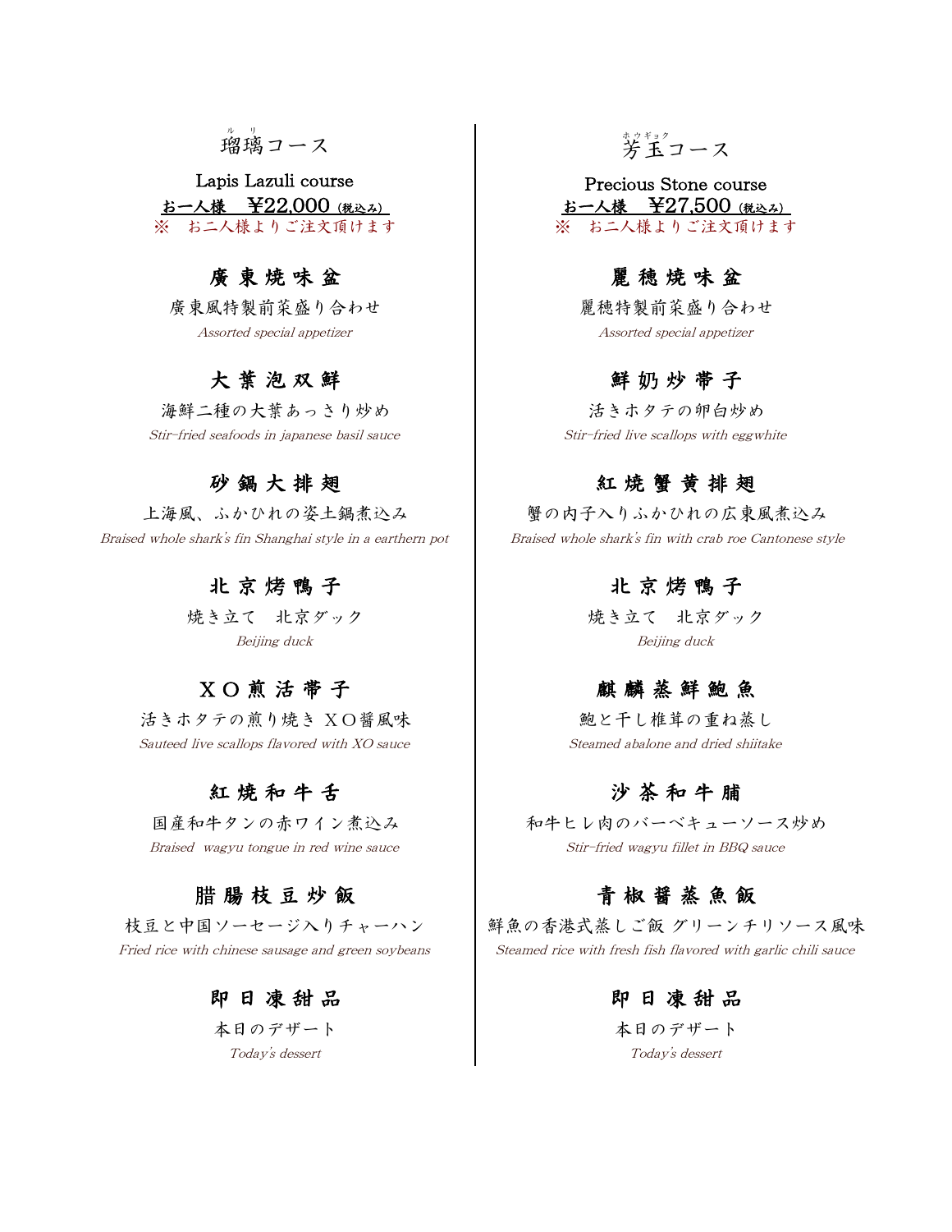## 瑠璃コース

Lapis Lazuli course

**お一人様　¥22,000 (税込み)**

※　お二人様よりご注文頂けます

### 廣 東 焼 味 盆

廣東風特製前菜盛り合わせ

*Assorted special appetizer*

### 大 葉 泡 双 鮮

海鮮二種の大葉あっさり炒め

*Stir-fried seafoods in japanese basil sauce*

### 砂 鍋 大 排 翅

上海風、ふかひれの姿土鍋煮込み

*Braised whole shark's fin Shanghai style in a earthern pot*

### 北 京 烤 鴨 子

焼き立て　北京ダック

*Beijing duck*

### ＸＯ 煎 活 帯 子

活きホタテの煎り焼き ＸＯ醤風味

*Sauteed live scallops flavored with XO sauce*

### 紅 焼 和 牛 舌

国産和牛タンの赤ワイン煮込み

*Braised  wagyu tongue in red wine sauce*

### 腊 腸 枝 豆 炒 飯

枝豆と中国ソーセージ入りチャーハン

*Fried rice with chinese sausage and green soybeans*

### 即 日 凍 甜 品

本日のデザート

*Today's dessert*

## 芳玉コース

Precious Stone course

**お一人様　¥27,500 (税込み)**

※　お二人様よりご注文頂けます

### 麗 穂 焼 味 盆

麗穂特製前菜盛り合わせ

*Assorted special appetizer*

### 鮮 奶 炒 帯 子

活きホタテの卵白炒め

*Stir-fried live scallops with eggwhite*

### 紅 焼 蟹 黄 排 翅

蟹の内子入りふかひれの広東風煮込み

*Braised whole shark's fin with crab roe Cantonese style*

### 北 京 烤 鴨 子

焼き立て　北京ダック

*Beijing duck*

### 麒 麟 蒸 鮮 鮑 魚

鮑と干し椎茸の重ね蒸し

*Steamed abalone and dried shiitake*

### 沙 茶 和 牛 脯

和牛ヒレ肉のバーベキューソース炒め

*Stir-fried wagyu fillet in BBQ sauce*

### 青 椒 醤 蒸 魚 飯

鮮魚の香港式蒸しご飯 グリーンチリソース風味

*Steamed rice with fresh fish flavored with garlic chili sauce*

### 即 日 凍 甜 品

本日のデザート

*Today's dessert*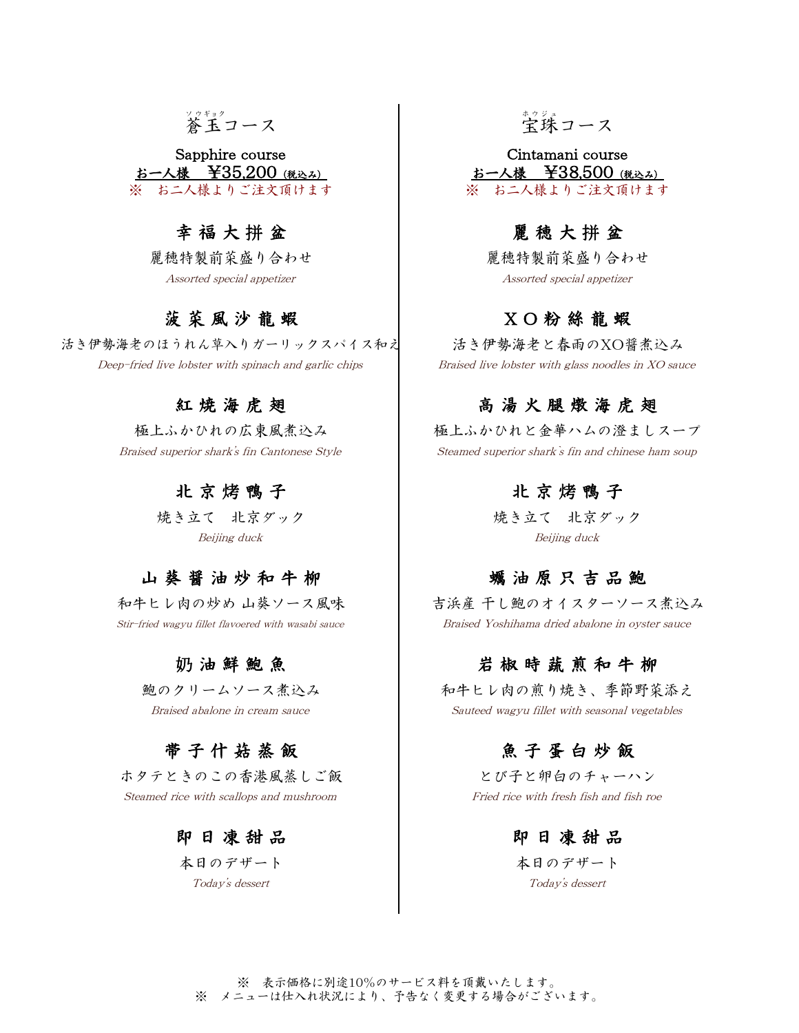## 蒼玉（ソウギョク）コース

**Sapphire course**

**お一人様　¥35,200 (税込み)**

※　お二人様よりご注文頂けます

### 幸福大拼盆

麗穂特製前菜盛り合わせ

*Assorted special appetizer*

### 菠菜風沙龍蝦

活き伊勢海老のほうれん草入りガーリックスパイス和え

*Deep-fried live lobster with spinach and garlic chips*

### 紅焼海虎翅

極上ふかひれの広東風煮込み

*Braised superior shark's fin Cantonese Style*

### 北京烤鴨子

焼き立て　北京ダック

*Beijing duck*

### 山葵醤油炒和牛柳

和牛ヒレ肉の炒め 山葵ソース風味

*Stir-fried wagyu fillet flavoered with wasabi sauce*

### 奶油鮮鮑魚

鮑のクリームソース煮込み

*Braised abalone in cream sauce*

### 帯子什菇蒸飯

ホタテときのこの香港風蒸しご飯

*Steamed rice with scallops and mushroom*

### 即日凍甜品

本日のデザート

*Today's dessert*

## 宝珠（ホウジュ）コース

**Cintamani course**

**お一人様　¥38,500 (税込み)**

※　お二人様よりご注文頂けます

### 麗穂大拼盆

麗穂特製前菜盛り合わせ

*Assorted special appetizer*

### XO粉絲龍蝦

活き伊勢海老と春雨のXO醤煮込み

*Braised live lobster with glass noodles in XO sauce*

### 高湯火腿燉海虎翅

極上ふかひれと金華ハムの澄ましスープ

*Steamed superior shark's fin and chinese ham soup*

### 北京烤鴨子

焼き立て　北京ダック

*Beijing duck*

### 蠔油原只吉品鮑

吉浜産 干し鮑のオイスターソース煮込み

*Braised Yoshihama dried abalone in oyster sauce*

### 岩椒時蔬煎和牛柳

和牛ヒレ肉の煎り焼き、季節野菜添え

*Sauteed wagyu fillet with seasonal vegetables*

### 魚子蛋白炒飯

とび子と卵白のチャーハン

*Fried rice with fresh fish and fish roe*

### 即日凍甜品

本日のデザート

*Today's dessert*

---

※　表示価格に別途10%のサービス料を頂戴いたします。

※　メニューは仕入れ状況により、予告なく変更する場合がございます。